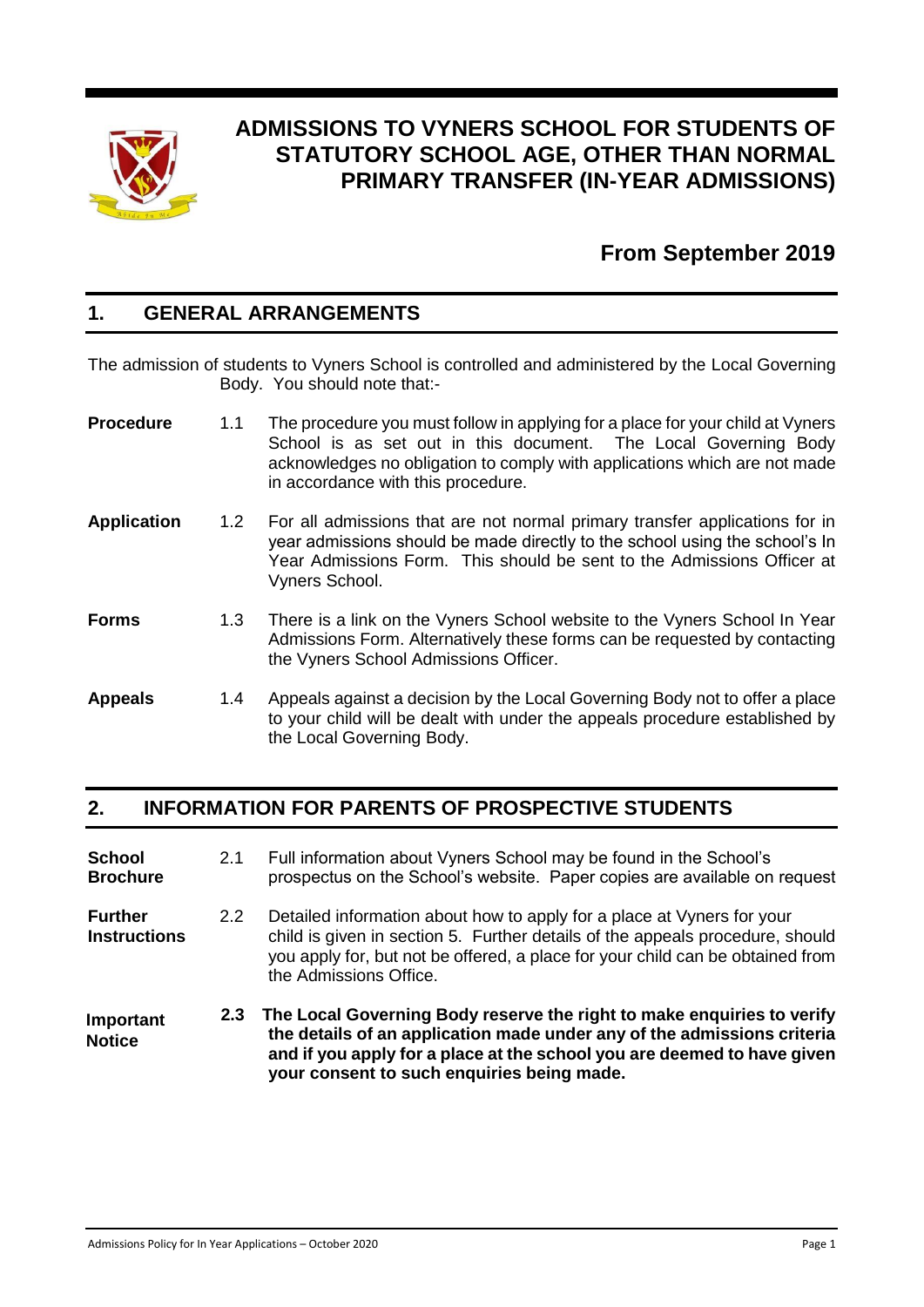# ADMISSIONS TO VYNERS SCHOOL FOR STUDENTS OF STATUTORY SCHOOL AGE, OTHER THAN NORMAL PRIMARY TRANSFER (IN-YEAR ADMISSIONS)

## From September 2019

## 1. GENERAL ARRANGEMENTS

The admission of students to Vyners School is controlled and administered by the Local Governing Body. You should note that:-

**Procedure** 1.1 The procedure you must follow in applying for a place for your child at Vyners School is as set out in this document. The Local Governing Body acknowledges no obligation to comply with applications which are not made in accordance with this procedure.

**Application** 1.2 For all admissions that are not normal primary transfer applications for in year admissions should be made directly to the school using the school's In Year Admissions Form. This should be sent to the Admissions Officer at Vyners School.

**Forms** 1.3 There is a link on the Vyners School website to the Vyners School In Year Admissions Form. Alternatively these forms can be requested by contacting the Vyners School Admissions Officer.

**Appeals** 1.4 Appeals against a decision by the Local Governing Body not to offer a place to your child will be dealt with under the appeals procedure established by the Local Governing Body.

## 2. INFORMATION FOR PARENTS OF PROSPECTIVE STUDENTS

**School Brochure** 2.1 Full information about Vyners School may be found in the School's prospectus on the School's website. Paper copies are available on request

**Further Instructions** 2.2 Detailed information about how to apply for a place at Vyners for your child is given in section 5. Further details of the appeals procedure, should you apply for, but not be offered, a place for your child can be obtained from the Admissions Office.

**Important Notice** **2.3 The Local Governing Body reserve the right to make enquiries to verify the details of an application made under any of the admissions criteria and if you apply for a place at the school you are deemed to have given your consent to such enquiries being made.**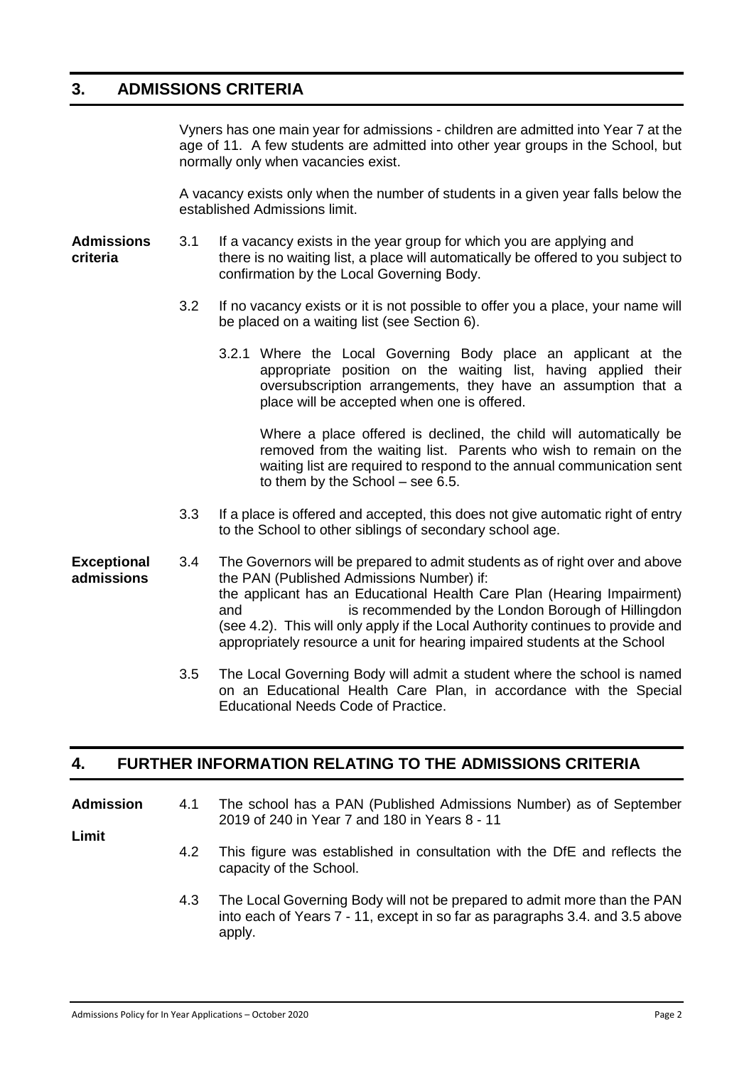## 3. ADMISSIONS CRITERIA

Vyners has one main year for admissions - children are admitted into Year 7 at the age of 11. A few students are admitted into other year groups in the School, but normally only when vacancies exist.

A vacancy exists only when the number of students in a given year falls below the established Admissions limit.

**Admissions criteria**

3.1 If a vacancy exists in the year group for which you are applying and there is no waiting list, a place will automatically be offered to you subject to confirmation by the Local Governing Body.

3.2 If no vacancy exists or it is not possible to offer you a place, your name will be placed on a waiting list (see Section 6).

3.2.1 Where the Local Governing Body place an applicant at the appropriate position on the waiting list, having applied their oversubscription arrangements, they have an assumption that a place will be accepted when one is offered.

Where a place offered is declined, the child will automatically be removed from the waiting list. Parents who wish to remain on the waiting list are required to respond to the annual communication sent to them by the School – see 6.5.

3.3 If a place is offered and accepted, this does not give automatic right of entry to the School to other siblings of secondary school age.

**Exceptional admissions**

3.4 The Governors will be prepared to admit students as of right over and above the PAN (Published Admissions Number) if:
the applicant has an Educational Health Care Plan (Hearing Impairment) and is recommended by the London Borough of Hillingdon (see 4.2). This will only apply if the Local Authority continues to provide and appropriately resource a unit for hearing impaired students at the School

3.5 The Local Governing Body will admit a student where the school is named on an Educational Health Care Plan, in accordance with the Special Educational Needs Code of Practice.

## 4. FURTHER INFORMATION RELATING TO THE ADMISSIONS CRITERIA

**Admission Limit**

4.1 The school has a PAN (Published Admissions Number) as of September 2019 of 240 in Year 7 and 180 in Years 8 - 11

4.2 This figure was established in consultation with the DfE and reflects the capacity of the School.

4.3 The Local Governing Body will not be prepared to admit more than the PAN into each of Years 7 - 11, except in so far as paragraphs 3.4. and 3.5 above apply.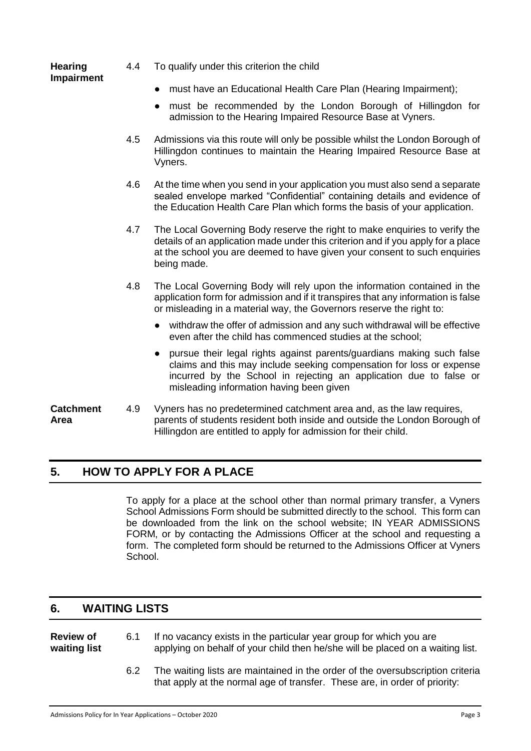**Hearing Impairment**

4.4 To qualify under this criterion the child

- must have an Educational Health Care Plan (Hearing Impairment);
- must be recommended by the London Borough of Hillingdon for admission to the Hearing Impaired Resource Base at Vyners.

4.5 Admissions via this route will only be possible whilst the London Borough of Hillingdon continues to maintain the Hearing Impaired Resource Base at Vyners.

4.6 At the time when you send in your application you must also send a separate sealed envelope marked "Confidential" containing details and evidence of the Education Health Care Plan which forms the basis of your application.

4.7 The Local Governing Body reserve the right to make enquiries to verify the details of an application made under this criterion and if you apply for a place at the school you are deemed to have given your consent to such enquiries being made.

4.8 The Local Governing Body will rely upon the information contained in the application form for admission and if it transpires that any information is false or misleading in a material way, the Governors reserve the right to:

- withdraw the offer of admission and any such withdrawal will be effective even after the child has commenced studies at the school;
- pursue their legal rights against parents/guardians making such false claims and this may include seeking compensation for loss or expense incurred by the School in rejecting an application due to false or misleading information having been given

**Catchment Area**

4.9 Vyners has no predetermined catchment area and, as the law requires, parents of students resident both inside and outside the London Borough of Hillingdon are entitled to apply for admission for their child.

## 5. HOW TO APPLY FOR A PLACE

To apply for a place at the school other than normal primary transfer, a Vyners School Admissions Form should be submitted directly to the school. This form can be downloaded from the link on the school website; IN YEAR ADMISSIONS FORM, or by contacting the Admissions Officer at the school and requesting a form. The completed form should be returned to the Admissions Officer at Vyners School.

## 6. WAITING LISTS

**Review of waiting list**

6.1 If no vacancy exists in the particular year group for which you are applying on behalf of your child then he/she will be placed on a waiting list.

6.2 The waiting lists are maintained in the order of the oversubscription criteria that apply at the normal age of transfer. These are, in order of priority: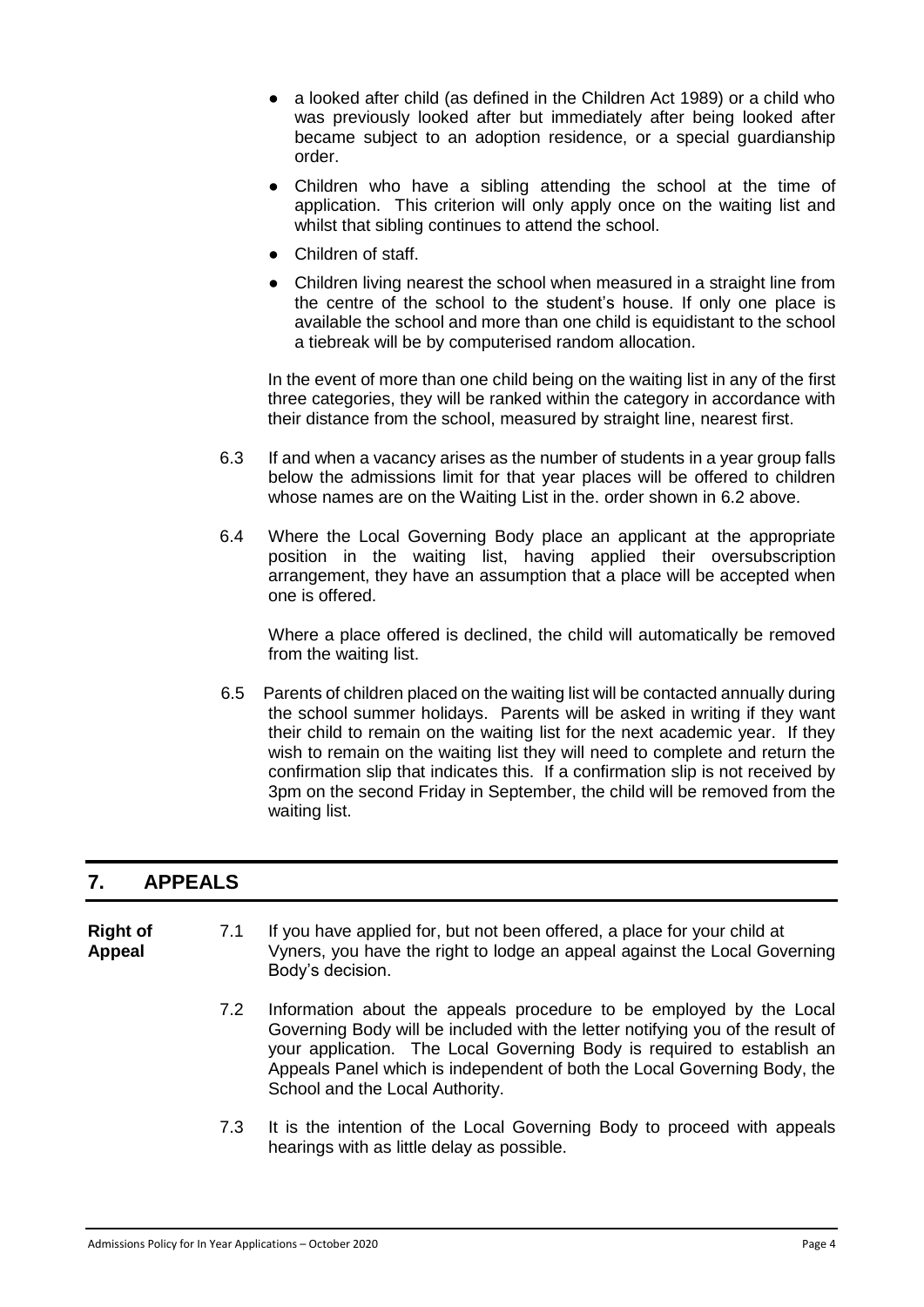- a looked after child (as defined in the Children Act 1989) or a child who was previously looked after but immediately after being looked after became subject to an adoption residence, or a special guardianship order.
- Children who have a sibling attending the school at the time of application. This criterion will only apply once on the waiting list and whilst that sibling continues to attend the school.
- Children of staff.
- Children living nearest the school when measured in a straight line from the centre of the school to the student's house. If only one place is available the school and more than one child is equidistant to the school a tiebreak will be by computerised random allocation.

In the event of more than one child being on the waiting list in any of the first three categories, they will be ranked within the category in accordance with their distance from the school, measured by straight line, nearest first.

6.3 If and when a vacancy arises as the number of students in a year group falls below the admissions limit for that year places will be offered to children whose names are on the Waiting List in the. order shown in 6.2 above.

6.4 Where the Local Governing Body place an applicant at the appropriate position in the waiting list, having applied their oversubscription arrangement, they have an assumption that a place will be accepted when one is offered.

Where a place offered is declined, the child will automatically be removed from the waiting list.

6.5 Parents of children placed on the waiting list will be contacted annually during the school summer holidays. Parents will be asked in writing if they want their child to remain on the waiting list for the next academic year. If they wish to remain on the waiting list they will need to complete and return the confirmation slip that indicates this. If a confirmation slip is not received by 3pm on the second Friday in September, the child will be removed from the waiting list.

## 7. APPEALS

**Right of Appeal**

7.1 If you have applied for, but not been offered, a place for your child at Vyners, you have the right to lodge an appeal against the Local Governing Body's decision.

7.2 Information about the appeals procedure to be employed by the Local Governing Body will be included with the letter notifying you of the result of your application. The Local Governing Body is required to establish an Appeals Panel which is independent of both the Local Governing Body, the School and the Local Authority.

7.3 It is the intention of the Local Governing Body to proceed with appeals hearings with as little delay as possible.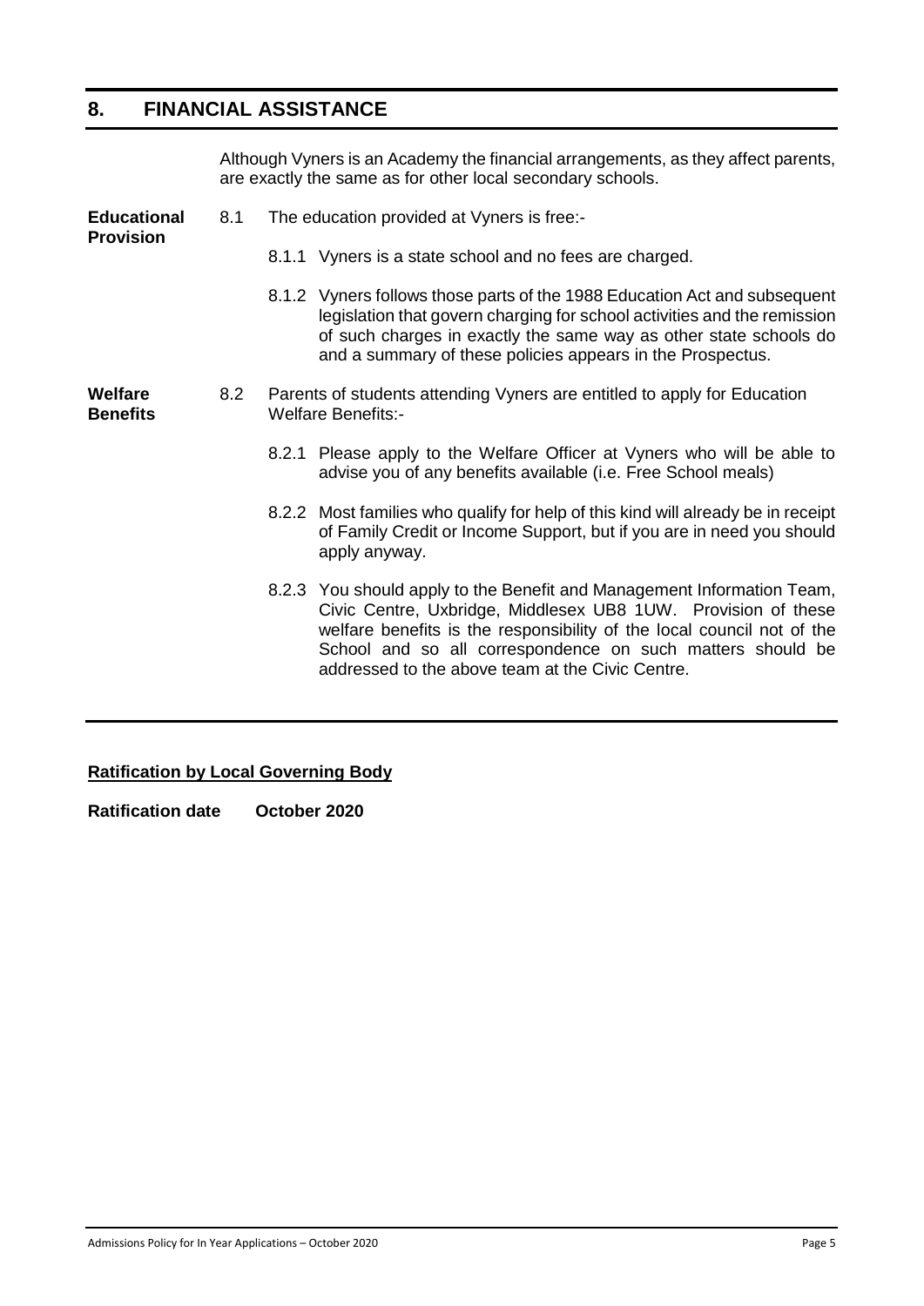## 8. FINANCIAL ASSISTANCE

Although Vyners is an Academy the financial arrangements, as they affect parents, are exactly the same as for other local secondary schools.

**Educational Provision**

8.1 The education provided at Vyners is free:-

8.1.1 Vyners is a state school and no fees are charged.

8.1.2 Vyners follows those parts of the 1988 Education Act and subsequent legislation that govern charging for school activities and the remission of such charges in exactly the same way as other state schools do and a summary of these policies appears in the Prospectus.

**Welfare Benefits**

8.2 Parents of students attending Vyners are entitled to apply for Education Welfare Benefits:-

8.2.1 Please apply to the Welfare Officer at Vyners who will be able to advise you of any benefits available (i.e. Free School meals)

8.2.2 Most families who qualify for help of this kind will already be in receipt of Family Credit or Income Support, but if you are in need you should apply anyway.

8.2.3 You should apply to the Benefit and Management Information Team, Civic Centre, Uxbridge, Middlesex UB8 1UW. Provision of these welfare benefits is the responsibility of the local council not of the School and so all correspondence on such matters should be addressed to the above team at the Civic Centre.

**Ratification by Local Governing Body**

**Ratification date October 2020**